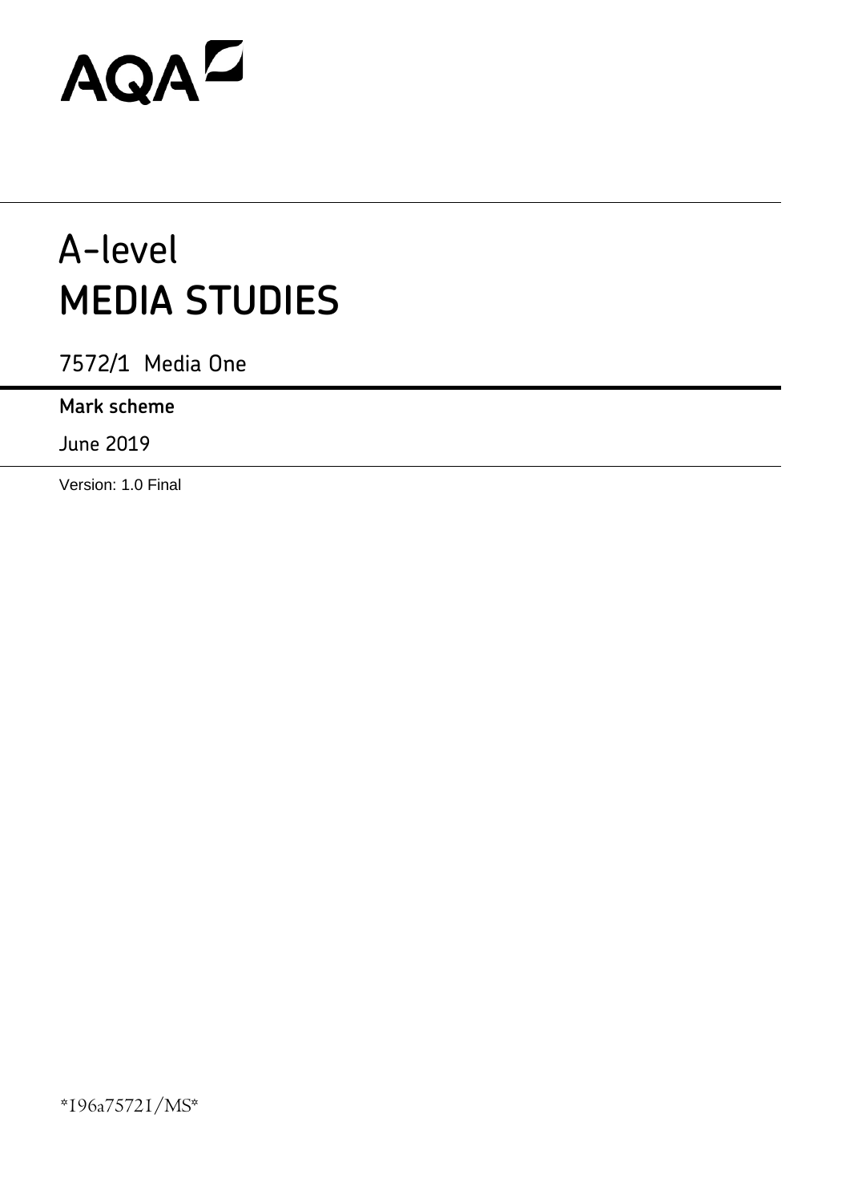AQA

# A-level
# MEDIA STUDIES

7572/1 Media One

**Mark scheme**

June 2019

Version: 1.0 Final

*196a75721/MS*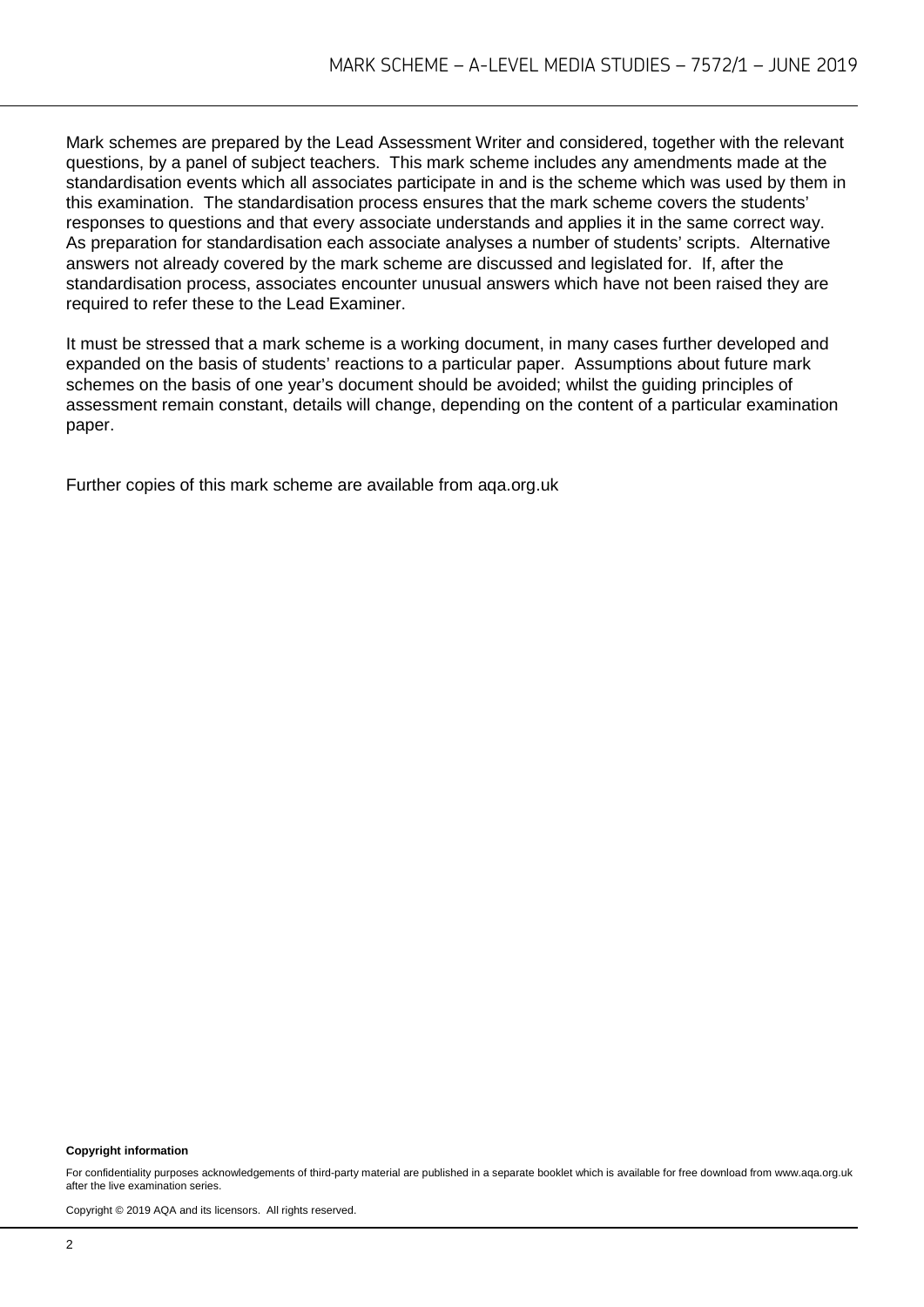Mark schemes are prepared by the Lead Assessment Writer and considered, together with the relevant questions, by a panel of subject teachers. This mark scheme includes any amendments made at the standardisation events which all associates participate in and is the scheme which was used by them in this examination. The standardisation process ensures that the mark scheme covers the students' responses to questions and that every associate understands and applies it in the same correct way. As preparation for standardisation each associate analyses a number of students' scripts. Alternative answers not already covered by the mark scheme are discussed and legislated for. If, after the standardisation process, associates encounter unusual answers which have not been raised they are required to refer these to the Lead Examiner.

It must be stressed that a mark scheme is a working document, in many cases further developed and expanded on the basis of students' reactions to a particular paper. Assumptions about future mark schemes on the basis of one year's document should be avoided; whilst the guiding principles of assessment remain constant, details will change, depending on the content of a particular examination paper.

Further copies of this mark scheme are available from aqa.org.uk

**Copyright information**

For confidentiality purposes acknowledgements of third-party material are published in a separate booklet which is available for free download from www.aqa.org.uk after the live examination series.

Copyright © 2019 AQA and its licensors. All rights reserved.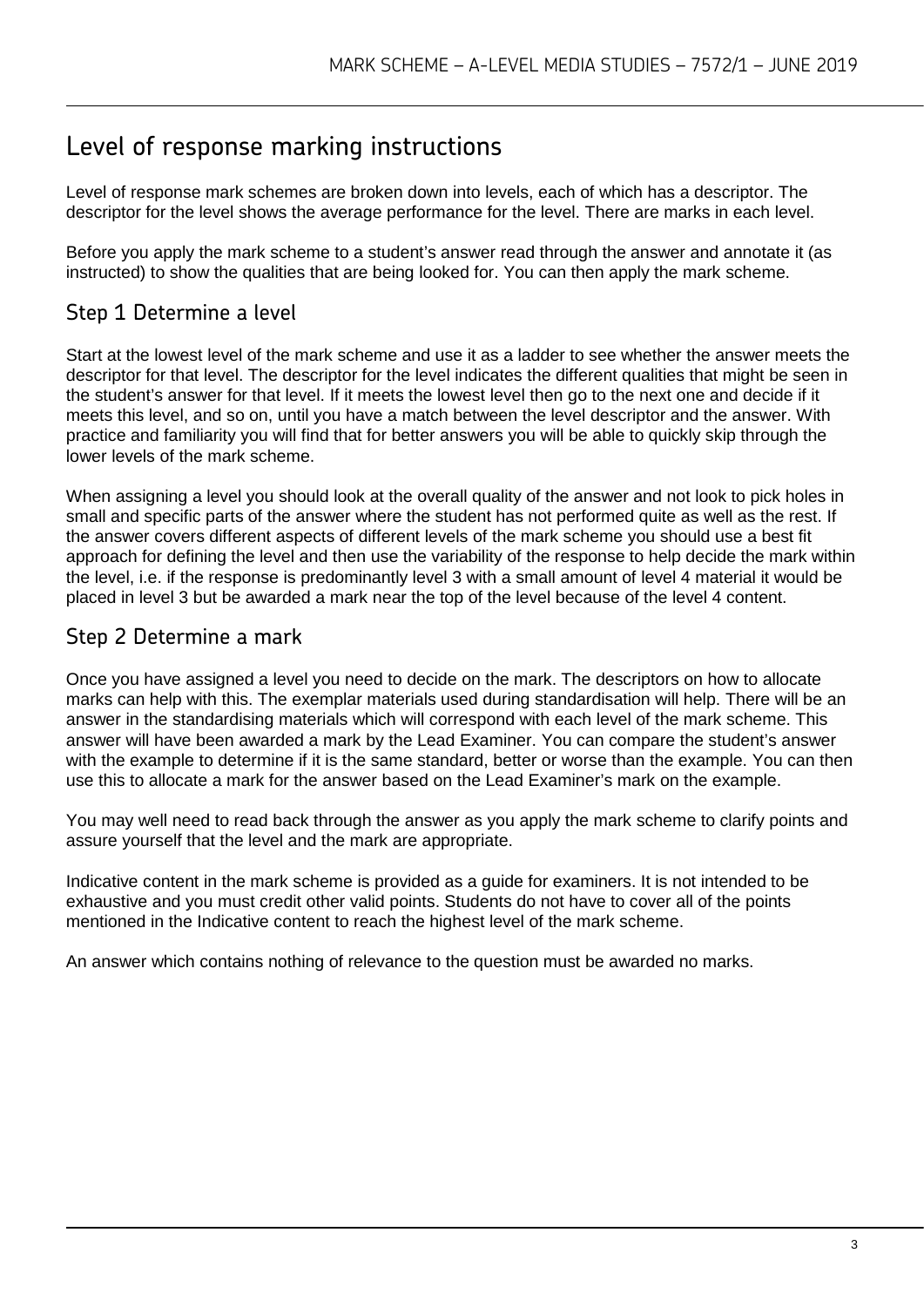# Level of response marking instructions

Level of response mark schemes are broken down into levels, each of which has a descriptor. The descriptor for the level shows the average performance for the level. There are marks in each level.

Before you apply the mark scheme to a student's answer read through the answer and annotate it (as instructed) to show the qualities that are being looked for. You can then apply the mark scheme.

## Step 1 Determine a level

Start at the lowest level of the mark scheme and use it as a ladder to see whether the answer meets the descriptor for that level. The descriptor for the level indicates the different qualities that might be seen in the student's answer for that level. If it meets the lowest level then go to the next one and decide if it meets this level, and so on, until you have a match between the level descriptor and the answer. With practice and familiarity you will find that for better answers you will be able to quickly skip through the lower levels of the mark scheme.

When assigning a level you should look at the overall quality of the answer and not look to pick holes in small and specific parts of the answer where the student has not performed quite as well as the rest. If the answer covers different aspects of different levels of the mark scheme you should use a best fit approach for defining the level and then use the variability of the response to help decide the mark within the level, i.e. if the response is predominantly level 3 with a small amount of level 4 material it would be placed in level 3 but be awarded a mark near the top of the level because of the level 4 content.

## Step 2 Determine a mark

Once you have assigned a level you need to decide on the mark. The descriptors on how to allocate marks can help with this. The exemplar materials used during standardisation will help. There will be an answer in the standardising materials which will correspond with each level of the mark scheme. This answer will have been awarded a mark by the Lead Examiner. You can compare the student's answer with the example to determine if it is the same standard, better or worse than the example. You can then use this to allocate a mark for the answer based on the Lead Examiner's mark on the example.

You may well need to read back through the answer as you apply the mark scheme to clarify points and assure yourself that the level and the mark are appropriate.

Indicative content in the mark scheme is provided as a guide for examiners. It is not intended to be exhaustive and you must credit other valid points. Students do not have to cover all of the points mentioned in the Indicative content to reach the highest level of the mark scheme.

An answer which contains nothing of relevance to the question must be awarded no marks.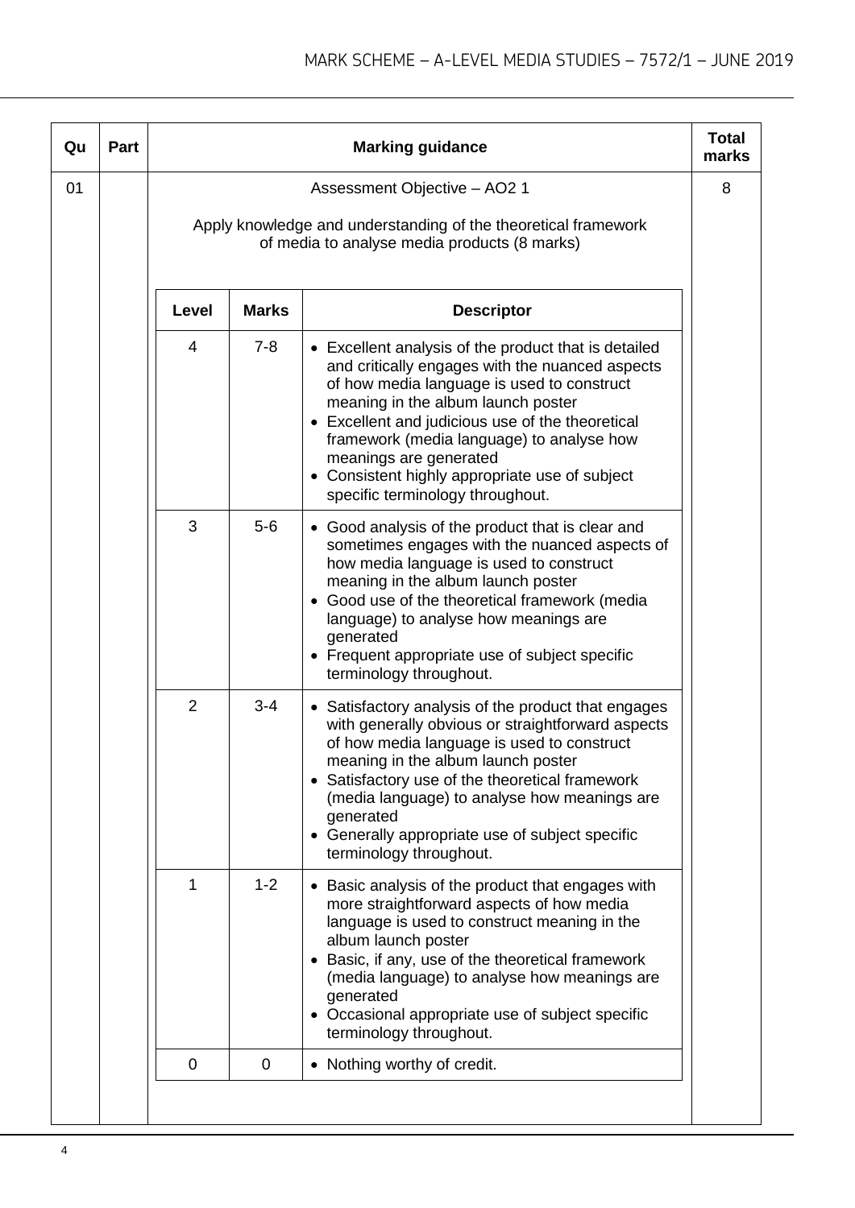| Qu | Part | Marking guidance | Total marks |
|---|---|---|---|
| 01 | | Assessment Objective – AO2 1<br><br>Apply knowledge and understanding of the theoretical framework of media to analyse media products (8 marks) | 8 |

| Level | Marks | Descriptor |
|---|---|---|
| 4 | 7-8 | • Excellent analysis of the product that is detailed and critically engages with the nuanced aspects of how media language is used to construct meaning in the album launch poster<br>• Excellent and judicious use of the theoretical framework (media language) to analyse how meanings are generated<br>• Consistent highly appropriate use of subject specific terminology throughout. |
| 3 | 5-6 | • Good analysis of the product that is clear and sometimes engages with the nuanced aspects of how media language is used to construct meaning in the album launch poster<br>• Good use of the theoretical framework (media language) to analyse how meanings are generated<br>• Frequent appropriate use of subject specific terminology throughout. |
| 2 | 3-4 | • Satisfactory analysis of the product that engages with generally obvious or straightforward aspects of how media language is used to construct meaning in the album launch poster<br>• Satisfactory use of the theoretical framework (media language) to analyse how meanings are generated<br>• Generally appropriate use of subject specific terminology throughout. |
| 1 | 1-2 | • Basic analysis of the product that engages with more straightforward aspects of how media language is used to construct meaning in the album launch poster<br>• Basic, if any, use of the theoretical framework (media language) to analyse how meanings are generated<br>• Occasional appropriate use of subject specific terminology throughout. |
| 0 | 0 | • Nothing worthy of credit. |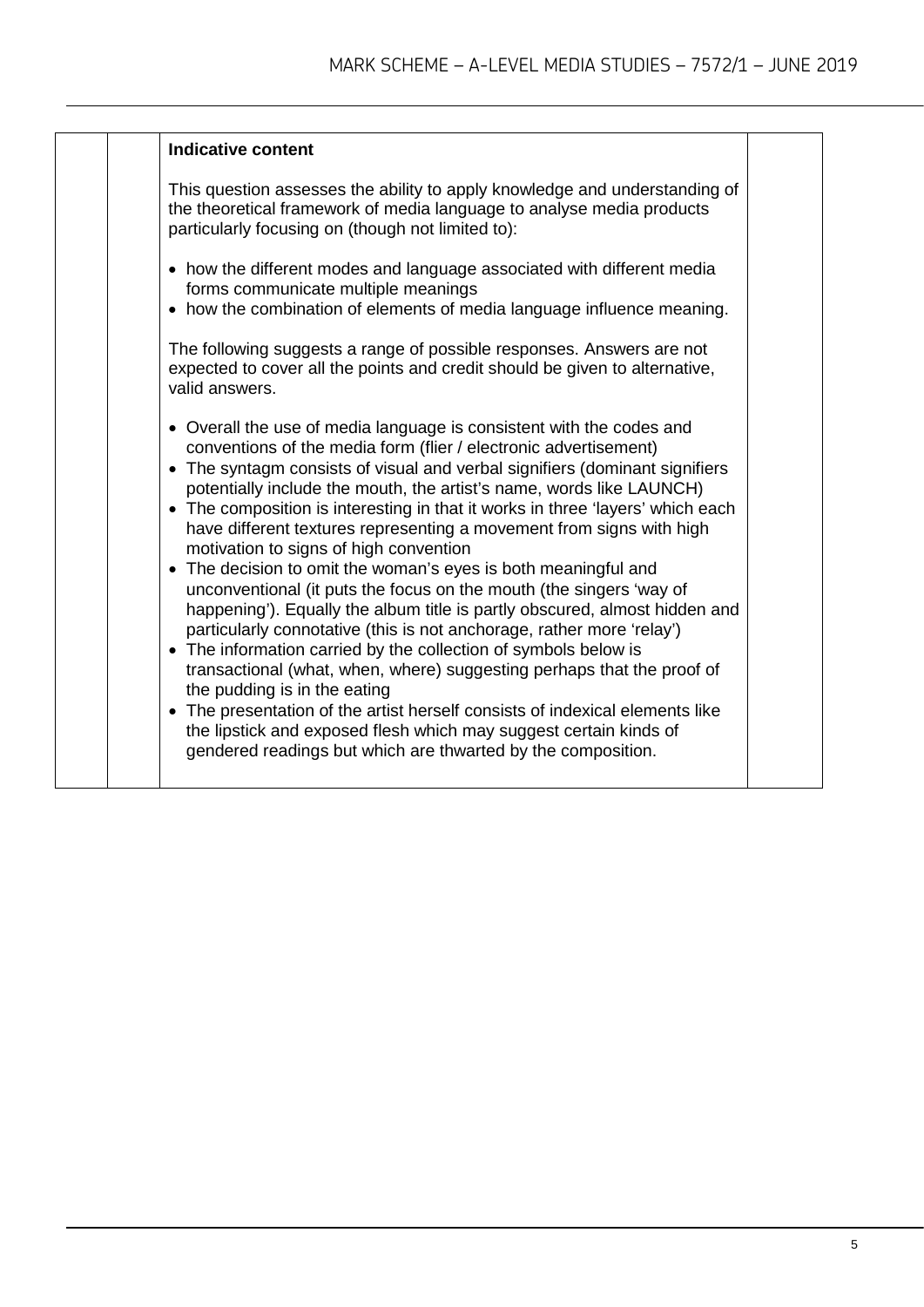**Indicative content**

This question assesses the ability to apply knowledge and understanding of the theoretical framework of media language to analyse media products particularly focusing on (though not limited to):

- how the different modes and language associated with different media forms communicate multiple meanings
- how the combination of elements of media language influence meaning.

The following suggests a range of possible responses. Answers are not expected to cover all the points and credit should be given to alternative, valid answers.

- Overall the use of media language is consistent with the codes and conventions of the media form (flier / electronic advertisement)
- The syntagm consists of visual and verbal signifiers (dominant signifiers potentially include the mouth, the artist's name, words like LAUNCH)
- The composition is interesting in that it works in three 'layers' which each have different textures representing a movement from signs with high motivation to signs of high convention
- The decision to omit the woman's eyes is both meaningful and unconventional (it puts the focus on the mouth (the singers 'way of happening'). Equally the album title is partly obscured, almost hidden and particularly connotative (this is not anchorage, rather more 'relay')
- The information carried by the collection of symbols below is transactional (what, when, where) suggesting perhaps that the proof of the pudding is in the eating
- The presentation of the artist herself consists of indexical elements like the lipstick and exposed flesh which may suggest certain kinds of gendered readings but which are thwarted by the composition.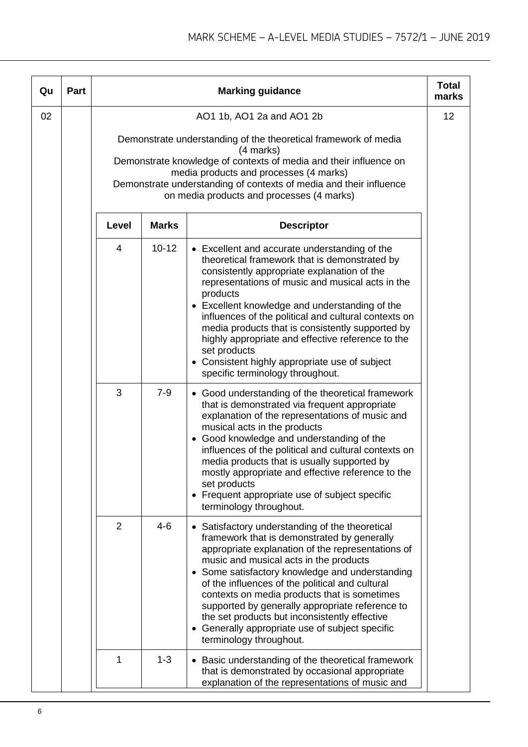| Qu | Part | Marking guidance | Total marks |
|---|---|---|---|
| 02 | | AO1 1b, AO1 2a and AO1 2b<br><br>Demonstrate understanding of the theoretical framework of media (4 marks)<br>Demonstrate knowledge of contexts of media and their influence on media products and processes (4 marks)<br>Demonstrate understanding of contexts of media and their influence on media products and processes (4 marks) | 12 |

| Level | Marks | Descriptor |
|---|---|---|
| 4 | 10-12 | • Excellent and accurate understanding of the theoretical framework that is demonstrated by consistently appropriate explanation of the representations of music and musical acts in the products<br>• Excellent knowledge and understanding of the influences of the political and cultural contexts on media products that is consistently supported by highly appropriate and effective reference to the set products<br>• Consistent highly appropriate use of subject specific terminology throughout. |
| 3 | 7-9 | • Good understanding of the theoretical framework that is demonstrated via frequent appropriate explanation of the representations of music and musical acts in the products<br>• Good knowledge and understanding of the influences of the political and cultural contexts on media products that is usually supported by mostly appropriate and effective reference to the set products<br>• Frequent appropriate use of subject specific terminology throughout. |
| 2 | 4-6 | • Satisfactory understanding of the theoretical framework that is demonstrated by generally appropriate explanation of the representations of music and musical acts in the products<br>• Some satisfactory knowledge and understanding of the influences of the political and cultural contexts on media products that is sometimes supported by generally appropriate reference to the set products but inconsistently effective<br>• Generally appropriate use of subject specific terminology throughout. |
| 1 | 1-3 | • Basic understanding of the theoretical framework that is demonstrated by occasional appropriate explanation of the representations of music and |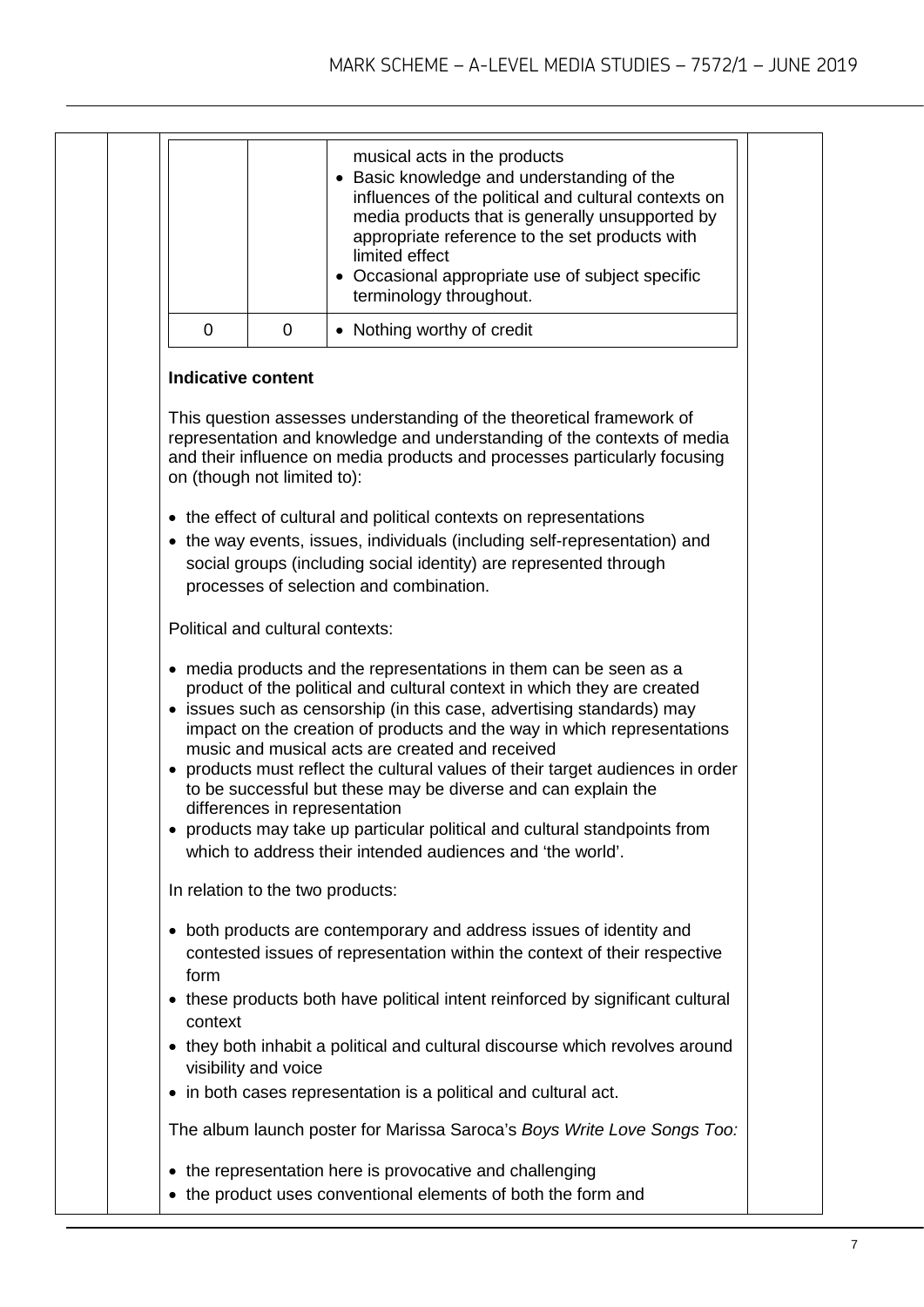| | | |
|---|---|---|
| | | musical acts in the products<br>• Basic knowledge and understanding of the influences of the political and cultural contexts on media products that is generally unsupported by appropriate reference to the set products with limited effect<br>• Occasional appropriate use of subject specific terminology throughout. |
| 0 | 0 | • Nothing worthy of credit |

**Indicative content**

This question assesses understanding of the theoretical framework of representation and knowledge and understanding of the contexts of media and their influence on media products and processes particularly focusing on (though not limited to):

- the effect of cultural and political contexts on representations
- the way events, issues, individuals (including self-representation) and social groups (including social identity) are represented through processes of selection and combination.

Political and cultural contexts:

- media products and the representations in them can be seen as a product of the political and cultural context in which they are created
- issues such as censorship (in this case, advertising standards) may impact on the creation of products and the way in which representations music and musical acts are created and received
- products must reflect the cultural values of their target audiences in order to be successful but these may be diverse and can explain the differences in representation
- products may take up particular political and cultural standpoints from which to address their intended audiences and 'the world'.

In relation to the two products:

- both products are contemporary and address issues of identity and contested issues of representation within the context of their respective form
- these products both have political intent reinforced by significant cultural context
- they both inhabit a political and cultural discourse which revolves around visibility and voice
- in both cases representation is a political and cultural act.

The album launch poster for Marissa Saroca's *Boys Write Love Songs Too:*

- the representation here is provocative and challenging
- the product uses conventional elements of both the form and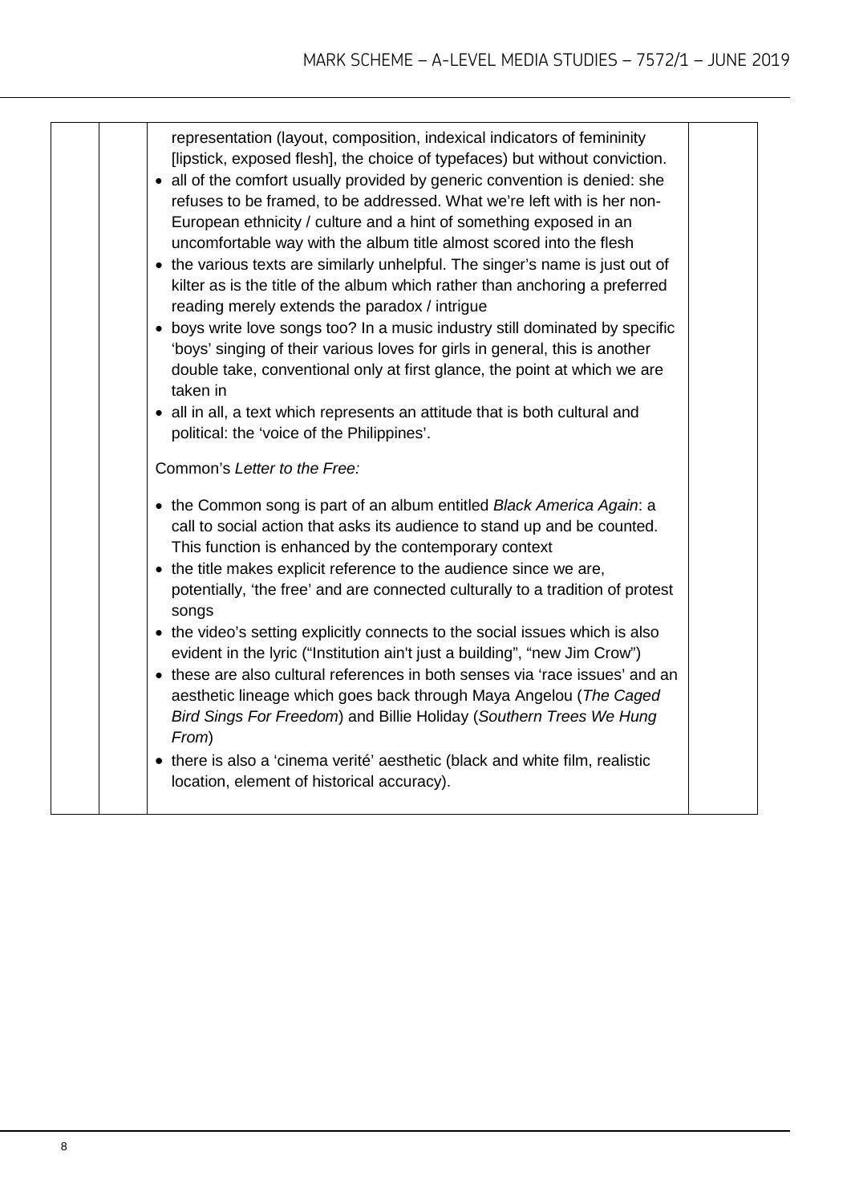| | | | |
|---|---|---|---|
| | | representation (layout, composition, indexical indicators of femininity [lipstick, exposed flesh], the choice of typefaces) but without conviction.<br>• all of the comfort usually provided by generic convention is denied: she refuses to be framed, to be addressed. What we're left with is her non-European ethnicity / culture and a hint of something exposed in an uncomfortable way with the album title almost scored into the flesh<br>• the various texts are similarly unhelpful. The singer's name is just out of kilter as is the title of the album which rather than anchoring a preferred reading merely extends the paradox / intrigue<br>• boys write love songs too? In a music industry still dominated by specific 'boys' singing of their various loves for girls in general, this is another double take, conventional only at first glance, the point at which we are taken in<br>• all in all, a text which represents an attitude that is both cultural and political: the 'voice of the Philippines'.<br><br>Common's *Letter to the Free:*<br><br>• the Common song is part of an album entitled *Black America Again*: a call to social action that asks its audience to stand up and be counted. This function is enhanced by the contemporary context<br>• the title makes explicit reference to the audience since we are, potentially, 'the free' and are connected culturally to a tradition of protest songs<br>• the video's setting explicitly connects to the social issues which is also evident in the lyric ("Institution ain't just a building", "new Jim Crow")<br>• these are also cultural references in both senses via 'race issues' and an aesthetic lineage which goes back through Maya Angelou (*The Caged Bird Sings For Freedom*) and Billie Holiday (*Southern Trees We Hung From*)<br>• there is also a 'cinema verité' aesthetic (black and white film, realistic location, element of historical accuracy). | |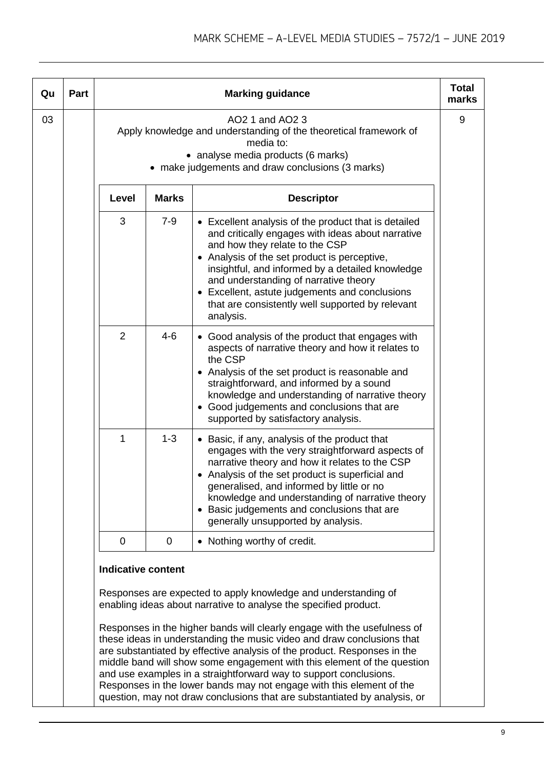| Qu | Part | Marking guidance | Total marks |
|---|---|---|---|
| 03 | | AO2 1 and AO2 3<br>Apply knowledge and understanding of the theoretical framework of media to:<br>• analyse media products (6 marks)<br>• make judgements and draw conclusions (3 marks) | 9 |

| Level | Marks | Descriptor |
|---|---|---|
| 3 | 7-9 | • Excellent analysis of the product that is detailed and critically engages with ideas about narrative and how they relate to the CSP<br>• Analysis of the set product is perceptive, insightful, and informed by a detailed knowledge and understanding of narrative theory<br>• Excellent, astute judgements and conclusions that are consistently well supported by relevant analysis. |
| 2 | 4-6 | • Good analysis of the product that engages with aspects of narrative theory and how it relates to the CSP<br>• Analysis of the set product is reasonable and straightforward, and informed by a sound knowledge and understanding of narrative theory<br>• Good judgements and conclusions that are supported by satisfactory analysis. |
| 1 | 1-3 | • Basic, if any, analysis of the product that engages with the very straightforward aspects of narrative theory and how it relates to the CSP<br>• Analysis of the set product is superficial and generalised, and informed by little or no knowledge and understanding of narrative theory<br>• Basic judgements and conclusions that are generally unsupported by analysis. |
| 0 | 0 | • Nothing worthy of credit. |

**Indicative content**

Responses are expected to apply knowledge and understanding of enabling ideas about narrative to analyse the specified product.

Responses in the higher bands will clearly engage with the usefulness of these ideas in understanding the music video and draw conclusions that are substantiated by effective analysis of the product. Responses in the middle band will show some engagement with this element of the question and use examples in a straightforward way to support conclusions. Responses in the lower bands may not engage with this element of the question, may not draw conclusions that are substantiated by analysis, or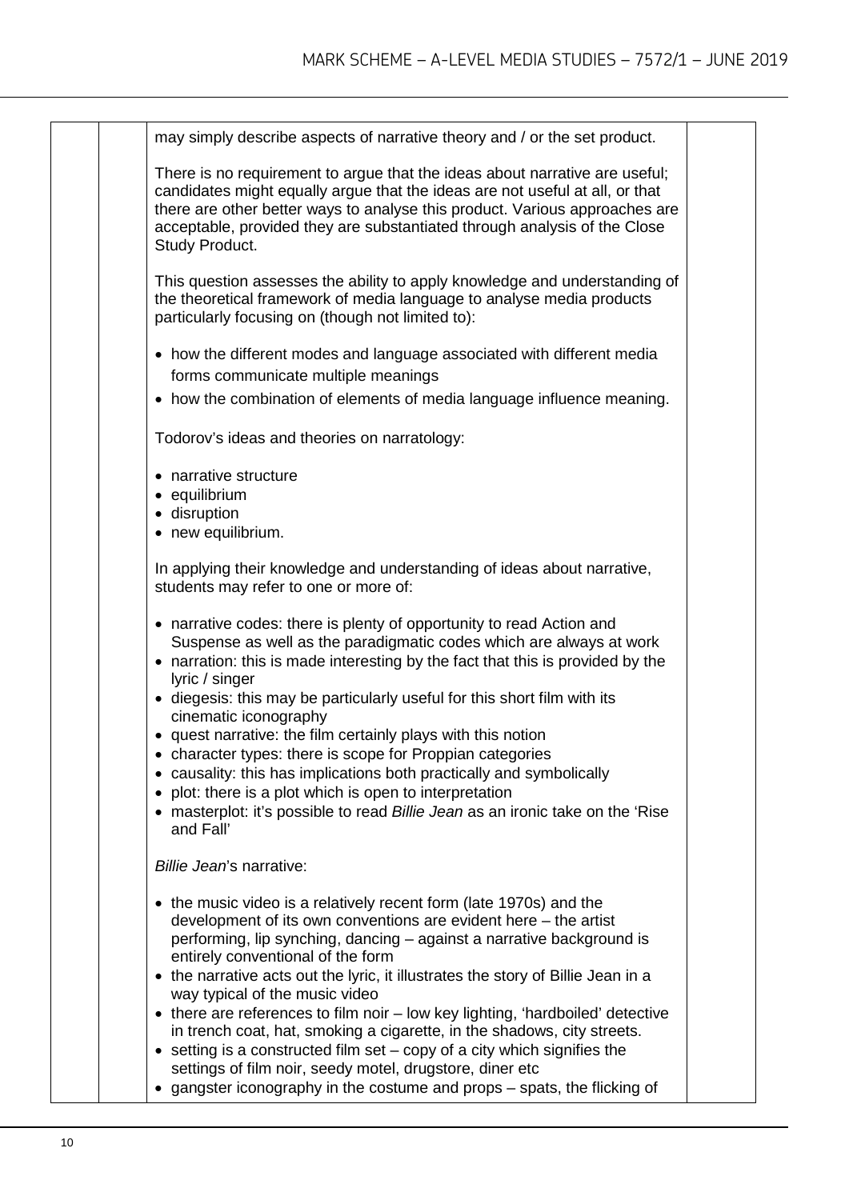may simply describe aspects of narrative theory and / or the set product.

There is no requirement to argue that the ideas about narrative are useful; candidates might equally argue that the ideas are not useful at all, or that there are other better ways to analyse this product. Various approaches are acceptable, provided they are substantiated through analysis of the Close Study Product.

This question assesses the ability to apply knowledge and understanding of the theoretical framework of media language to analyse media products particularly focusing on (though not limited to):

- how the different modes and language associated with different media forms communicate multiple meanings
- how the combination of elements of media language influence meaning.

Todorov's ideas and theories on narratology:

- narrative structure
- equilibrium
- disruption
- new equilibrium.

In applying their knowledge and understanding of ideas about narrative, students may refer to one or more of:

- narrative codes: there is plenty of opportunity to read Action and Suspense as well as the paradigmatic codes which are always at work
- narration: this is made interesting by the fact that this is provided by the lyric / singer
- diegesis: this may be particularly useful for this short film with its cinematic iconography
- quest narrative: the film certainly plays with this notion
- character types: there is scope for Proppian categories
- causality: this has implications both practically and symbolically
- plot: there is a plot which is open to interpretation
- masterplot: it's possible to read *Billie Jean* as an ironic take on the 'Rise and Fall'

*Billie Jean*'s narrative:

- the music video is a relatively recent form (late 1970s) and the development of its own conventions are evident here – the artist performing, lip synching, dancing – against a narrative background is entirely conventional of the form
- the narrative acts out the lyric, it illustrates the story of Billie Jean in a way typical of the music video
- there are references to film noir – low key lighting, 'hardboiled' detective in trench coat, hat, smoking a cigarette, in the shadows, city streets.
- setting is a constructed film set – copy of a city which signifies the settings of film noir, seedy motel, drugstore, diner etc
- gangster iconography in the costume and props – spats, the flicking of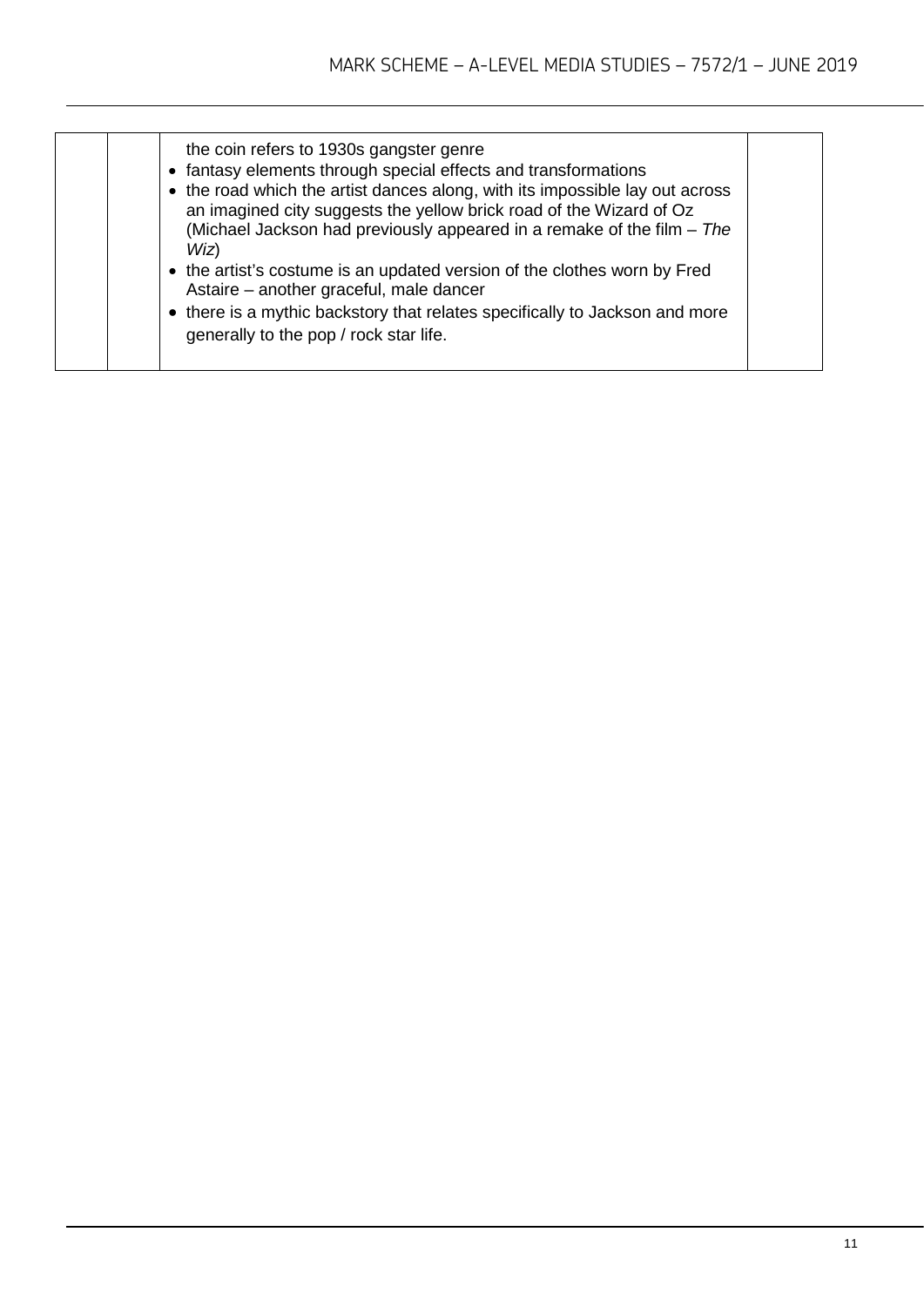| | | | |
|---|---|---|---|
| | | the coin refers to 1930s gangster genre<br>• fantasy elements through special effects and transformations<br>• the road which the artist dances along, with its impossible lay out across an imagined city suggests the yellow brick road of the Wizard of Oz (Michael Jackson had previously appeared in a remake of the film – *The Wiz*)<br>• the artist's costume is an updated version of the clothes worn by Fred Astaire – another graceful, male dancer<br>• there is a mythic backstory that relates specifically to Jackson and more generally to the pop / rock star life. | |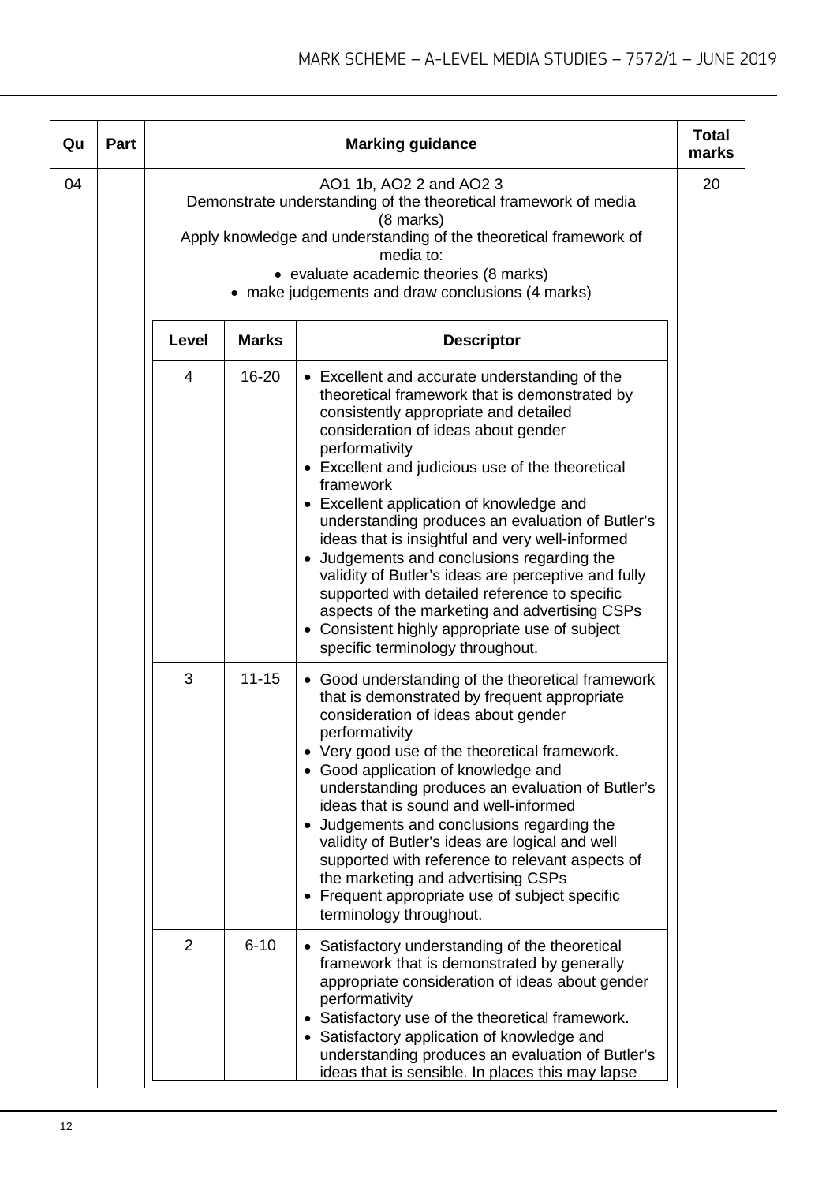| Qu | Part | Marking guidance | Total marks |
|---|---|---|---|
| 04 | | AO1 1b, AO2 2 and AO2 3<br>Demonstrate understanding of the theoretical framework of media (8 marks)<br>Apply knowledge and understanding of the theoretical framework of media to:<br>• evaluate academic theories (8 marks)<br>• make judgements and draw conclusions (4 marks) | 20 |

| Level | Marks | Descriptor |
|---|---|---|
| 4 | 16-20 | • Excellent and accurate understanding of the theoretical framework that is demonstrated by consistently appropriate and detailed consideration of ideas about gender performativity<br>• Excellent and judicious use of the theoretical framework<br>• Excellent application of knowledge and understanding produces an evaluation of Butler's ideas that is insightful and very well-informed<br>• Judgements and conclusions regarding the validity of Butler's ideas are perceptive and fully supported with detailed reference to specific aspects of the marketing and advertising CSPs<br>• Consistent highly appropriate use of subject specific terminology throughout. |
| 3 | 11-15 | • Good understanding of the theoretical framework that is demonstrated by frequent appropriate consideration of ideas about gender performativity<br>• Very good use of the theoretical framework.<br>• Good application of knowledge and understanding produces an evaluation of Butler's ideas that is sound and well-informed<br>• Judgements and conclusions regarding the validity of Butler's ideas are logical and well supported with reference to relevant aspects of the marketing and advertising CSPs<br>• Frequent appropriate use of subject specific terminology throughout. |
| 2 | 6-10 | • Satisfactory understanding of the theoretical framework that is demonstrated by generally appropriate consideration of ideas about gender performativity<br>• Satisfactory use of the theoretical framework.<br>• Satisfactory application of knowledge and understanding produces an evaluation of Butler's ideas that is sensible. In places this may lapse |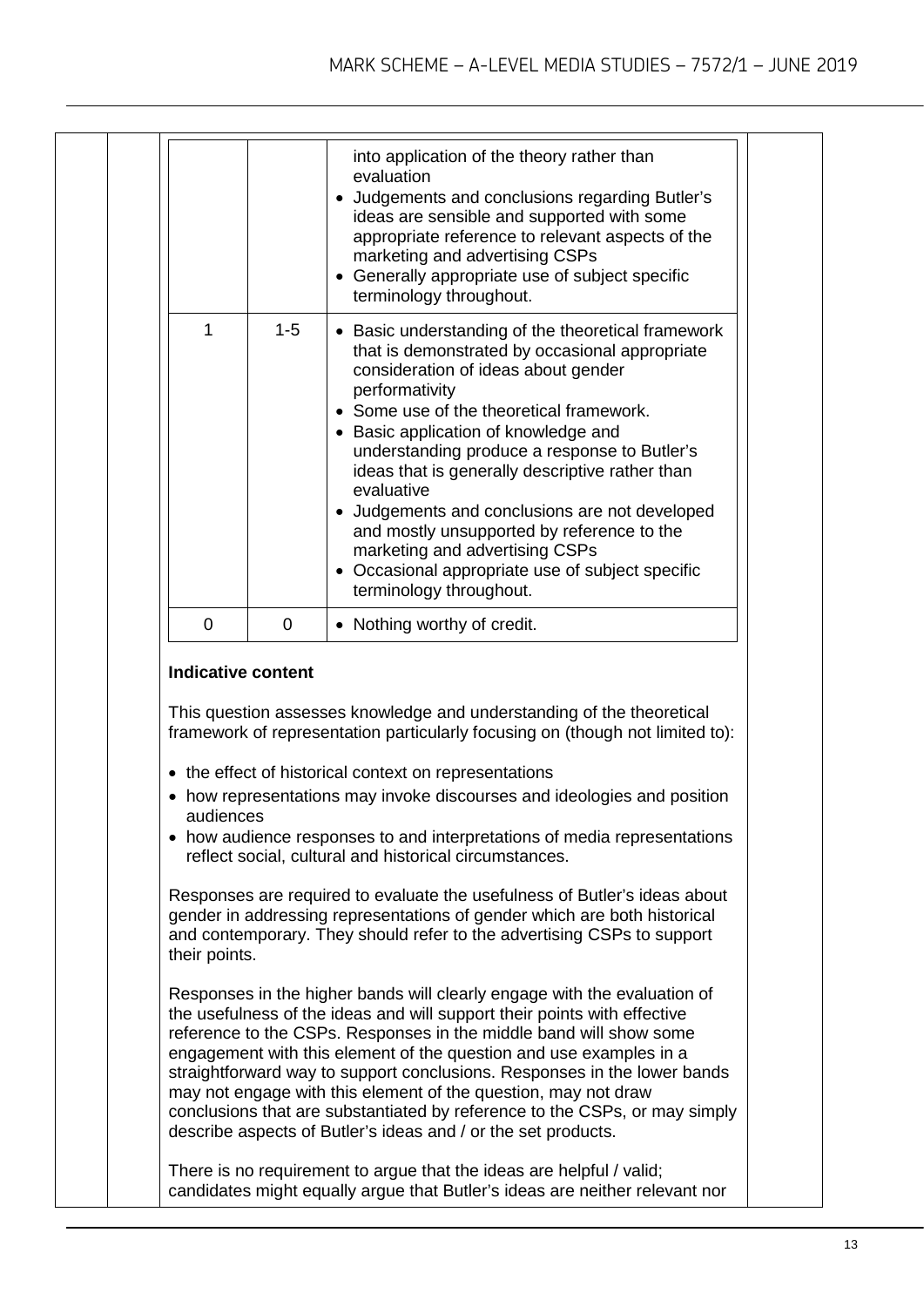| | | |
|---|---|---|
| | | into application of the theory rather than evaluation<br>• Judgements and conclusions regarding Butler's ideas are sensible and supported with some appropriate reference to relevant aspects of the marketing and advertising CSPs<br>• Generally appropriate use of subject specific terminology throughout. |
| 1 | 1-5 | • Basic understanding of the theoretical framework that is demonstrated by occasional appropriate consideration of ideas about gender performativity<br>• Some use of the theoretical framework.<br>• Basic application of knowledge and understanding produce a response to Butler's ideas that is generally descriptive rather than evaluative<br>• Judgements and conclusions are not developed and mostly unsupported by reference to the marketing and advertising CSPs<br>• Occasional appropriate use of subject specific terminology throughout. |
| 0 | 0 | • Nothing worthy of credit. |

**Indicative content**

This question assesses knowledge and understanding of the theoretical framework of representation particularly focusing on (though not limited to):

- the effect of historical context on representations
- how representations may invoke discourses and ideologies and position audiences
- how audience responses to and interpretations of media representations reflect social, cultural and historical circumstances.

Responses are required to evaluate the usefulness of Butler's ideas about gender in addressing representations of gender which are both historical and contemporary. They should refer to the advertising CSPs to support their points.

Responses in the higher bands will clearly engage with the evaluation of the usefulness of the ideas and will support their points with effective reference to the CSPs. Responses in the middle band will show some engagement with this element of the question and use examples in a straightforward way to support conclusions. Responses in the lower bands may not engage with this element of the question, may not draw conclusions that are substantiated by reference to the CSPs, or may simply describe aspects of Butler's ideas and / or the set products.

There is no requirement to argue that the ideas are helpful / valid; candidates might equally argue that Butler's ideas are neither relevant nor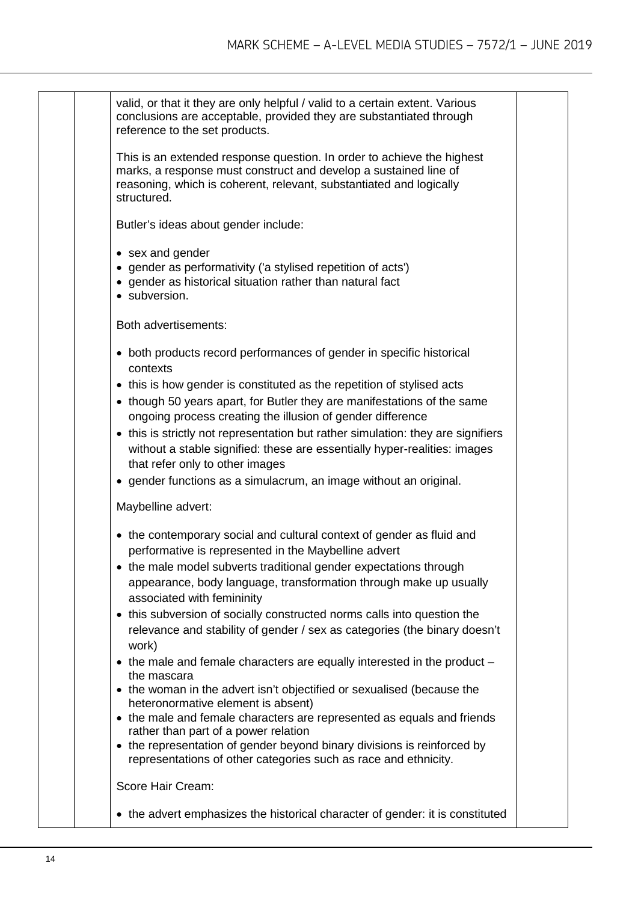valid, or that it they are only helpful / valid to a certain extent. Various conclusions are acceptable, provided they are substantiated through reference to the set products.

This is an extended response question. In order to achieve the highest marks, a response must construct and develop a sustained line of reasoning, which is coherent, relevant, substantiated and logically structured.

Butler's ideas about gender include:

- sex and gender
- gender as performativity ('a stylised repetition of acts')
- gender as historical situation rather than natural fact
- subversion.

Both advertisements:

- both products record performances of gender in specific historical contexts
- this is how gender is constituted as the repetition of stylised acts
- though 50 years apart, for Butler they are manifestations of the same ongoing process creating the illusion of gender difference
- this is strictly not representation but rather simulation: they are signifiers without a stable signified: these are essentially hyper-realities: images that refer only to other images
- gender functions as a simulacrum, an image without an original.

Maybelline advert:

- the contemporary social and cultural context of gender as fluid and performative is represented in the Maybelline advert
- the male model subverts traditional gender expectations through appearance, body language, transformation through make up usually associated with femininity
- this subversion of socially constructed norms calls into question the relevance and stability of gender / sex as categories (the binary doesn't work)
- the male and female characters are equally interested in the product – the mascara
- the woman in the advert isn't objectified or sexualised (because the heteronormative element is absent)
- the male and female characters are represented as equals and friends rather than part of a power relation
- the representation of gender beyond binary divisions is reinforced by representations of other categories such as race and ethnicity.

Score Hair Cream:

- the advert emphasizes the historical character of gender: it is constituted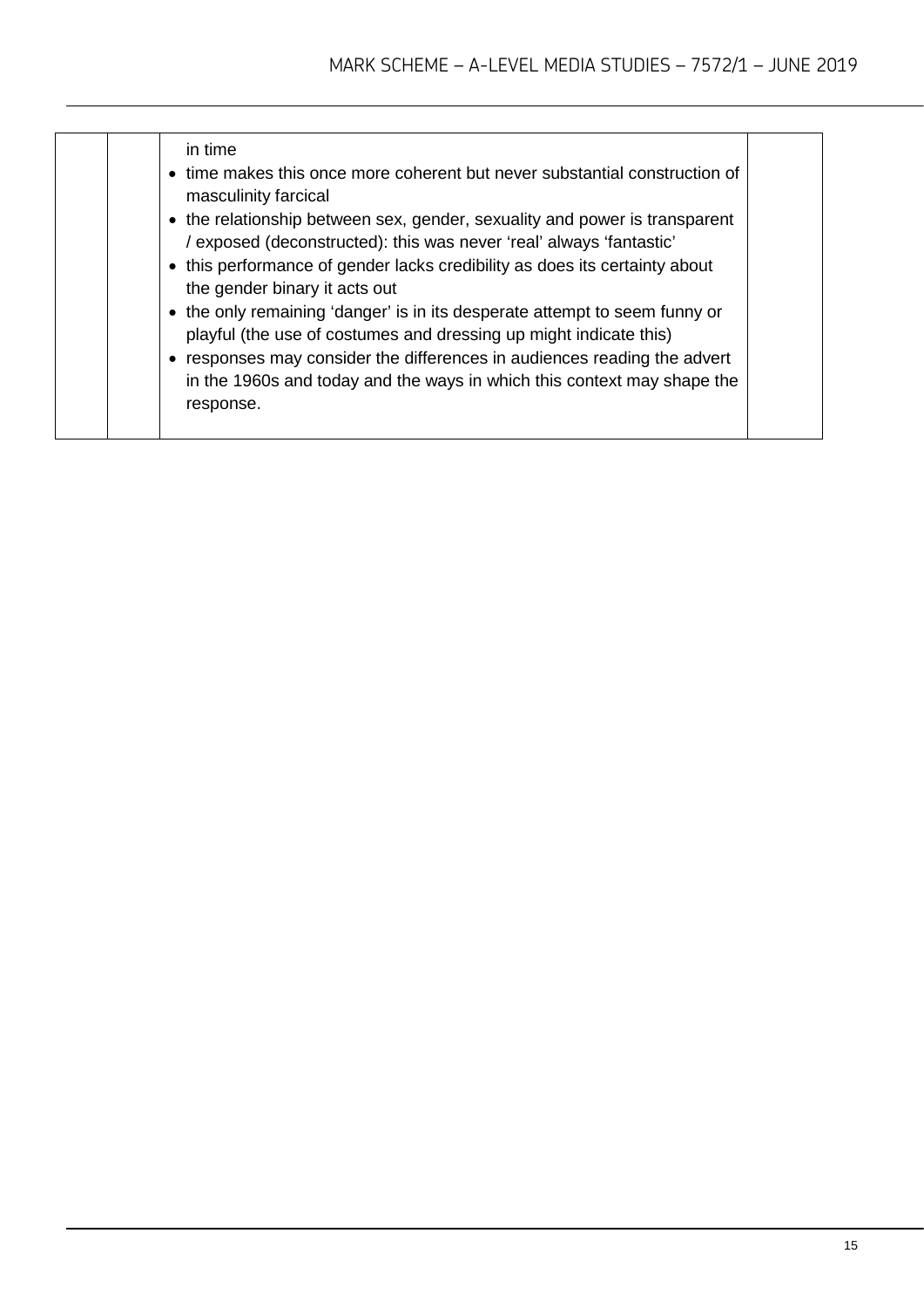| | | | |
|---|---|---|---|
| | | in time<br>• time makes this once more coherent but never substantial construction of masculinity farcical<br>• the relationship between sex, gender, sexuality and power is transparent / exposed (deconstructed): this was never 'real' always 'fantastic'<br>• this performance of gender lacks credibility as does its certainty about the gender binary it acts out<br>• the only remaining 'danger' is in its desperate attempt to seem funny or playful (the use of costumes and dressing up might indicate this)<br>• responses may consider the differences in audiences reading the advert in the 1960s and today and the ways in which this context may shape the response. | |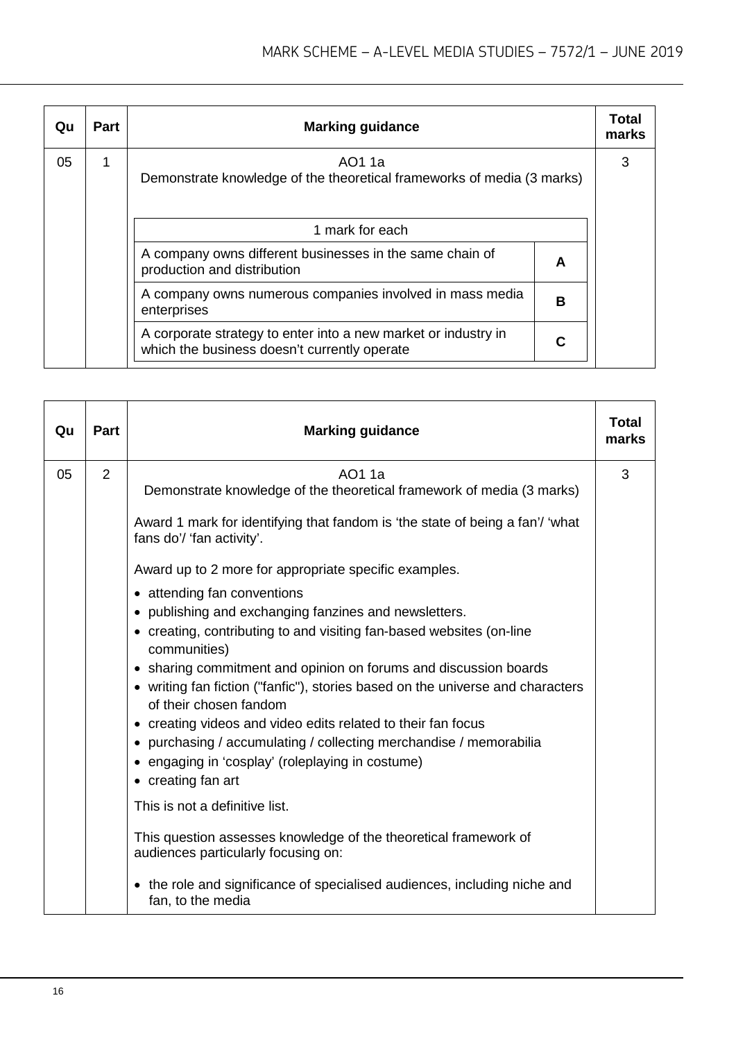| Qu | Part | Marking guidance | Total marks |
|---|---|---|---|
| 05 | 1 | AO1 1a<br>Demonstrate knowledge of the theoretical frameworks of media (3 marks)<br><br>1 mark for each<br><br>A company owns different businesses in the same chain of production and distribution — **A**<br><br>A company owns numerous companies involved in mass media enterprises — **B**<br><br>A corporate strategy to enter into a new market or industry in which the business doesn't currently operate — **C** | 3 |

| Qu | Part | Marking guidance | Total marks |
|---|---|---|---|
| 05 | 2 | AO1 1a<br>Demonstrate knowledge of the theoretical framework of media (3 marks)<br><br>Award 1 mark for identifying that fandom is 'the state of being a fan'/ 'what fans do'/ 'fan activity'.<br><br>Award up to 2 more for appropriate specific examples.<br><br>• attending fan conventions<br>• publishing and exchanging fanzines and newsletters.<br>• creating, contributing to and visiting fan-based websites (on-line communities)<br>• sharing commitment and opinion on forums and discussion boards<br>• writing fan fiction ("fanfic"), stories based on the universe and characters of their chosen fandom<br>• creating videos and video edits related to their fan focus<br>• purchasing / accumulating / collecting merchandise / memorabilia<br>• engaging in 'cosplay' (roleplaying in costume)<br>• creating fan art<br><br>This is not a definitive list.<br><br>This question assesses knowledge of the theoretical framework of audiences particularly focusing on:<br><br>• the role and significance of specialised audiences, including niche and fan, to the media | 3 |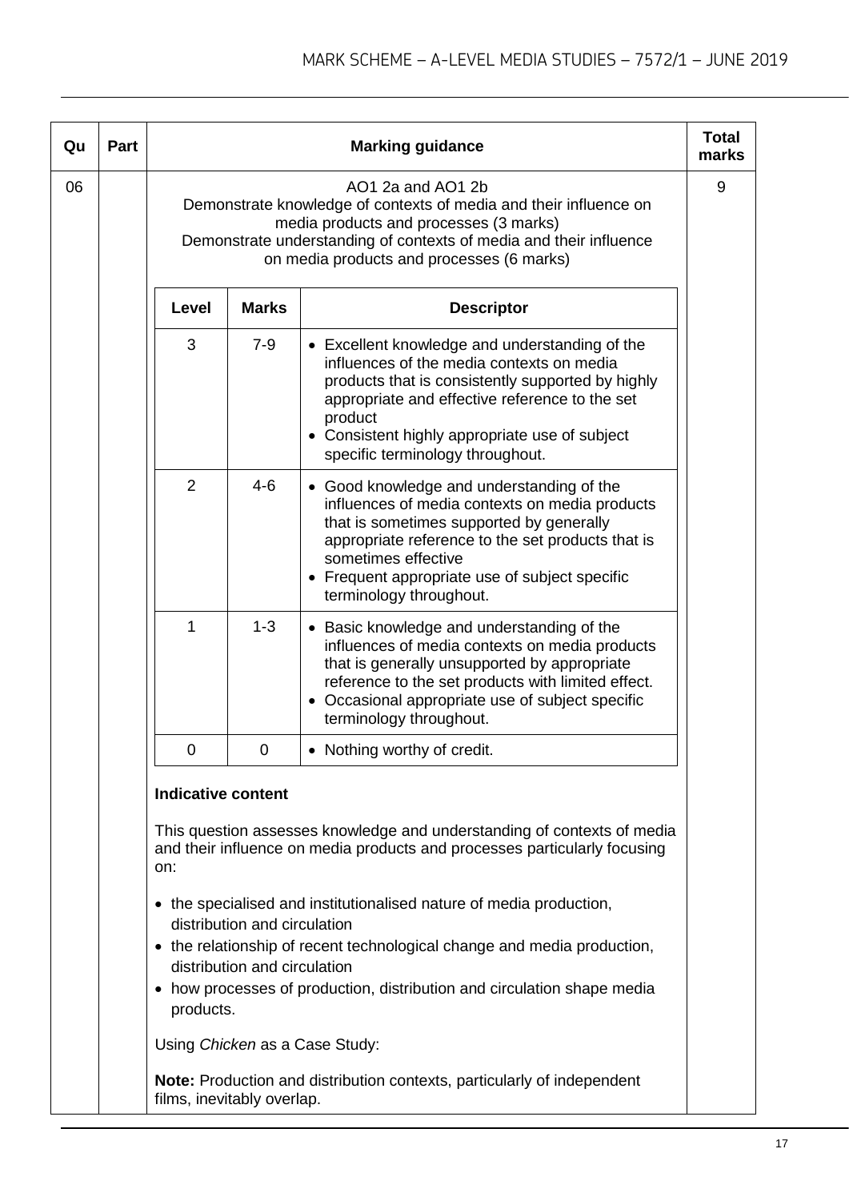| Qu | Part | Marking guidance | Total marks |
|---|---|---|---|
| 06 | | AO1 2a and AO1 2b<br>Demonstrate knowledge of contexts of media and their influence on media products and processes (3 marks)<br>Demonstrate understanding of contexts of media and their influence on media products and processes (6 marks) | 9 |

| Level | Marks | Descriptor |
|---|---|---|
| 3 | 7-9 | • Excellent knowledge and understanding of the influences of the media contexts on media products that is consistently supported by highly appropriate and effective reference to the set product<br>• Consistent highly appropriate use of subject specific terminology throughout. |
| 2 | 4-6 | • Good knowledge and understanding of the influences of media contexts on media products that is sometimes supported by generally appropriate reference to the set products that is sometimes effective<br>• Frequent appropriate use of subject specific terminology throughout. |
| 1 | 1-3 | • Basic knowledge and understanding of the influences of media contexts on media products that is generally unsupported by appropriate reference to the set products with limited effect.<br>• Occasional appropriate use of subject specific terminology throughout. |
| 0 | 0 | • Nothing worthy of credit. |

**Indicative content**

This question assesses knowledge and understanding of contexts of media and their influence on media products and processes particularly focusing on:

- the specialised and institutionalised nature of media production, distribution and circulation
- the relationship of recent technological change and media production, distribution and circulation
- how processes of production, distribution and circulation shape media products.

Using *Chicken* as a Case Study:

**Note:** Production and distribution contexts, particularly of independent films, inevitably overlap.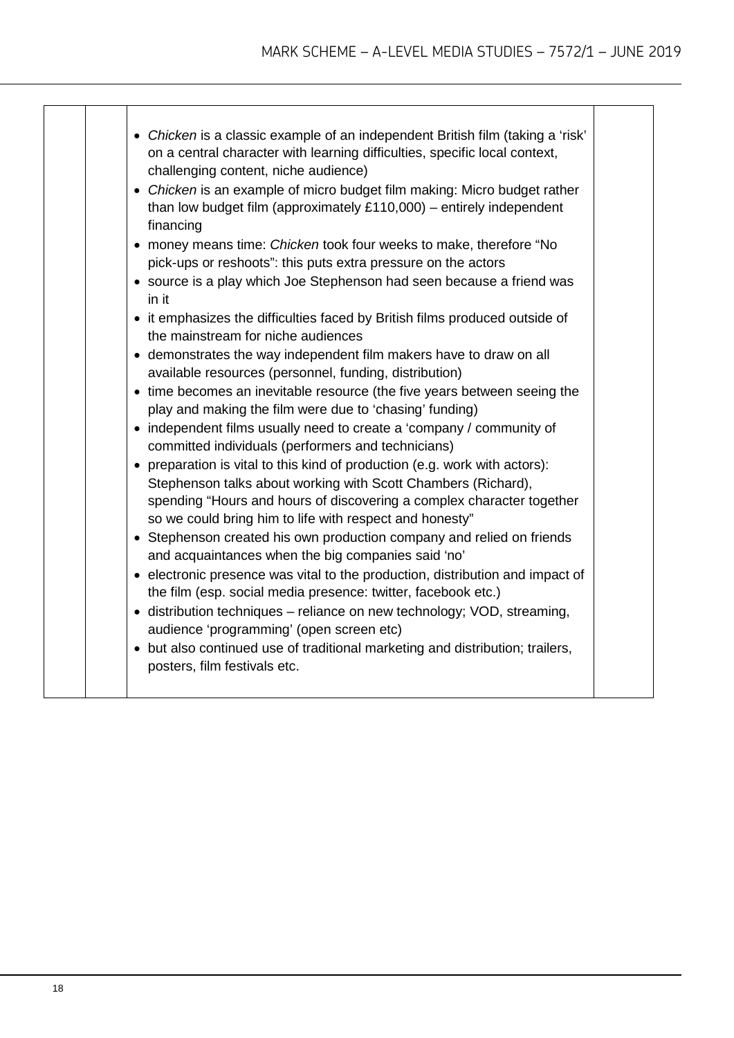| | | | |
|---|---|---|---|
| | | • *Chicken* is a classic example of an independent British film (taking a 'risk' on a central character with learning difficulties, specific local context, challenging content, niche audience)<br>• *Chicken* is an example of micro budget film making: Micro budget rather than low budget film (approximately £110,000) – entirely independent financing<br>• money means time: *Chicken* took four weeks to make, therefore "No pick-ups or reshoots": this puts extra pressure on the actors<br>• source is a play which Joe Stephenson had seen because a friend was in it<br>• it emphasizes the difficulties faced by British films produced outside of the mainstream for niche audiences<br>• demonstrates the way independent film makers have to draw on all available resources (personnel, funding, distribution)<br>• time becomes an inevitable resource (the five years between seeing the play and making the film were due to 'chasing' funding)<br>• independent films usually need to create a 'company / community of committed individuals (performers and technicians)<br>• preparation is vital to this kind of production (e.g. work with actors): Stephenson talks about working with Scott Chambers (Richard), spending "Hours and hours of discovering a complex character together so we could bring him to life with respect and honesty"<br>• Stephenson created his own production company and relied on friends and acquaintances when the big companies said 'no'<br>• electronic presence was vital to the production, distribution and impact of the film (esp. social media presence: twitter, facebook etc.)<br>• distribution techniques – reliance on new technology; VOD, streaming, audience 'programming' (open screen etc)<br>• but also continued use of traditional marketing and distribution; trailers, posters, film festivals etc. | |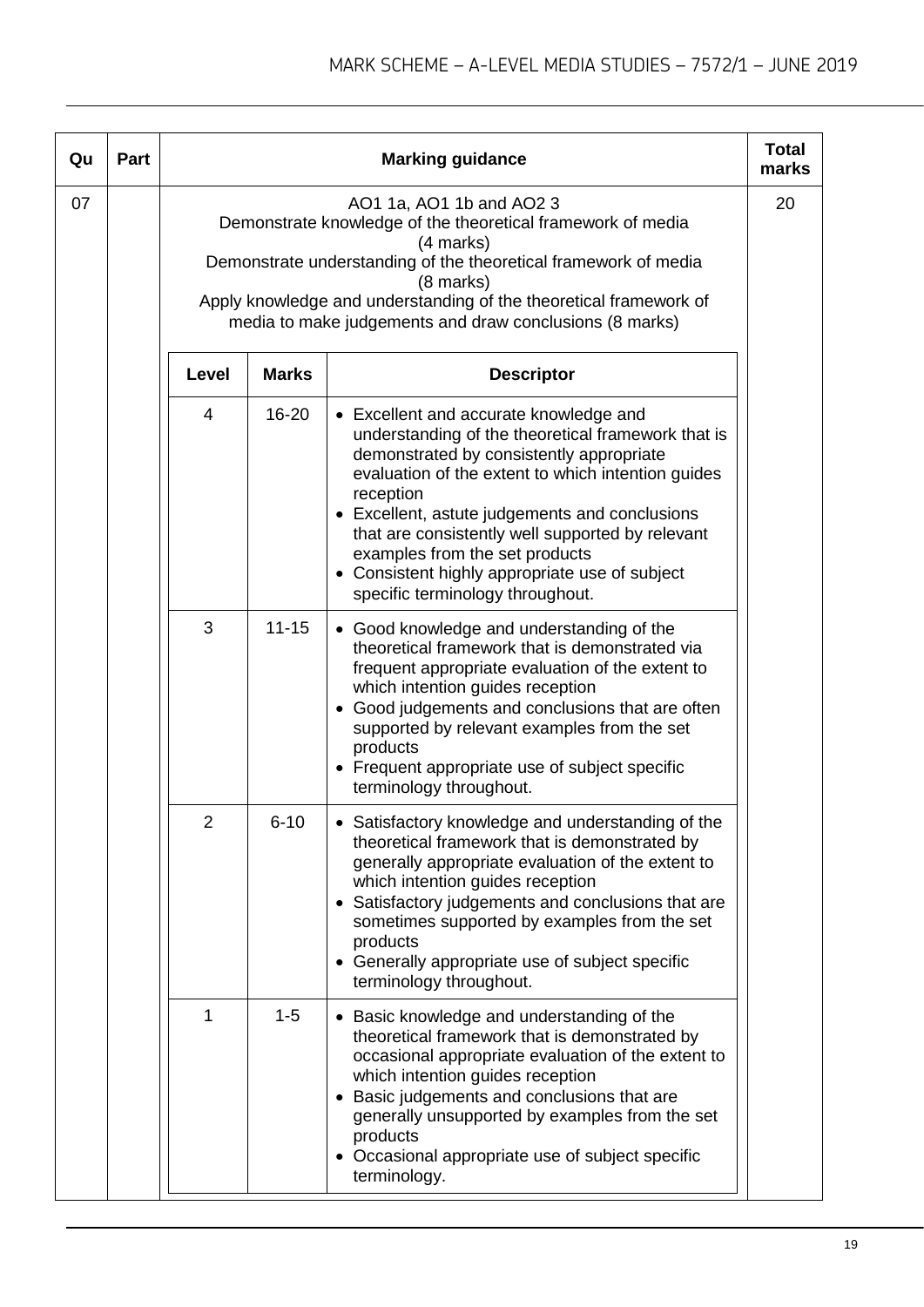| Qu | Part | Marking guidance | | | Total marks |
|---|---|---|---|---|---|
| 07 | | AO1 1a, AO1 1b and AO2 3<br>Demonstrate knowledge of the theoretical framework of media (4 marks)<br>Demonstrate understanding of the theoretical framework of media (8 marks)<br>Apply knowledge and understanding of the theoretical framework of media to make judgements and draw conclusions (8 marks) | | | 20 |
| | | **Level** | **Marks** | **Descriptor** | |
| | | 4 | 16-20 | • Excellent and accurate knowledge and understanding of the theoretical framework that is demonstrated by consistently appropriate evaluation of the extent to which intention guides reception<br>• Excellent, astute judgements and conclusions that are consistently well supported by relevant examples from the set products<br>• Consistent highly appropriate use of subject specific terminology throughout. | |
| | | 3 | 11-15 | • Good knowledge and understanding of the theoretical framework that is demonstrated via frequent appropriate evaluation of the extent to which intention guides reception<br>• Good judgements and conclusions that are often supported by relevant examples from the set products<br>• Frequent appropriate use of subject specific terminology throughout. | |
| | | 2 | 6-10 | • Satisfactory knowledge and understanding of the theoretical framework that is demonstrated by generally appropriate evaluation of the extent to which intention guides reception<br>• Satisfactory judgements and conclusions that are sometimes supported by examples from the set products<br>• Generally appropriate use of subject specific terminology throughout. | |
| | | 1 | 1-5 | • Basic knowledge and understanding of the theoretical framework that is demonstrated by occasional appropriate evaluation of the extent to which intention guides reception<br>• Basic judgements and conclusions that are generally unsupported by examples from the set products<br>• Occasional appropriate use of subject specific terminology. | |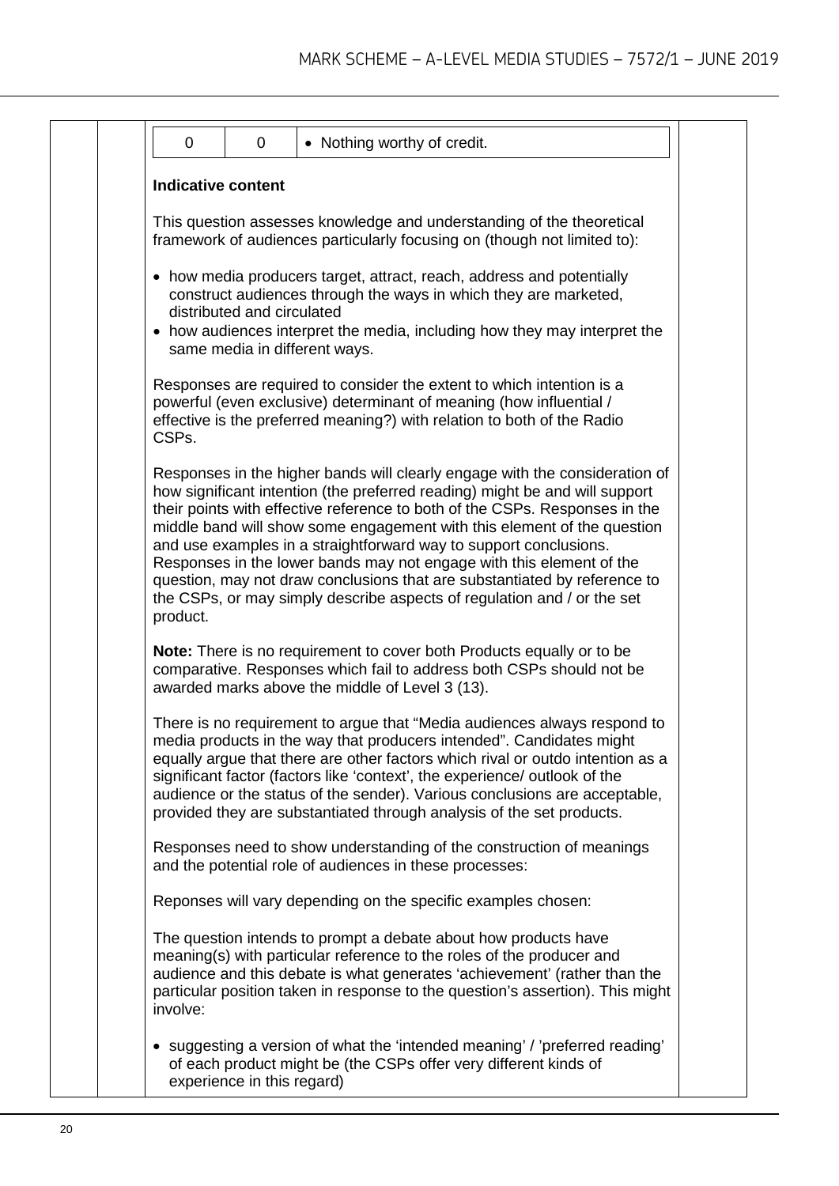| 0 | 0 | • Nothing worthy of credit. |
|---|---|---|

**Indicative content**

This question assesses knowledge and understanding of the theoretical framework of audiences particularly focusing on (though not limited to):

- how media producers target, attract, reach, address and potentially construct audiences through the ways in which they are marketed, distributed and circulated
- how audiences interpret the media, including how they may interpret the same media in different ways.

Responses are required to consider the extent to which intention is a powerful (even exclusive) determinant of meaning (how influential / effective is the preferred meaning?) with relation to both of the Radio CSPs.

Responses in the higher bands will clearly engage with the consideration of how significant intention (the preferred reading) might be and will support their points with effective reference to both of the CSPs. Responses in the middle band will show some engagement with this element of the question and use examples in a straightforward way to support conclusions. Responses in the lower bands may not engage with this element of the question, may not draw conclusions that are substantiated by reference to the CSPs, or may simply describe aspects of regulation and / or the set product.

**Note:** There is no requirement to cover both Products equally or to be comparative. Responses which fail to address both CSPs should not be awarded marks above the middle of Level 3 (13).

There is no requirement to argue that "Media audiences always respond to media products in the way that producers intended". Candidates might equally argue that there are other factors which rival or outdo intention as a significant factor (factors like 'context', the experience/ outlook of the audience or the status of the sender). Various conclusions are acceptable, provided they are substantiated through analysis of the set products.

Responses need to show understanding of the construction of meanings and the potential role of audiences in these processes:

Reponses will vary depending on the specific examples chosen:

The question intends to prompt a debate about how products have meaning(s) with particular reference to the roles of the producer and audience and this debate is what generates 'achievement' (rather than the particular position taken in response to the question's assertion). This might involve:

- suggesting a version of what the 'intended meaning' / 'preferred reading' of each product might be (the CSPs offer very different kinds of experience in this regard)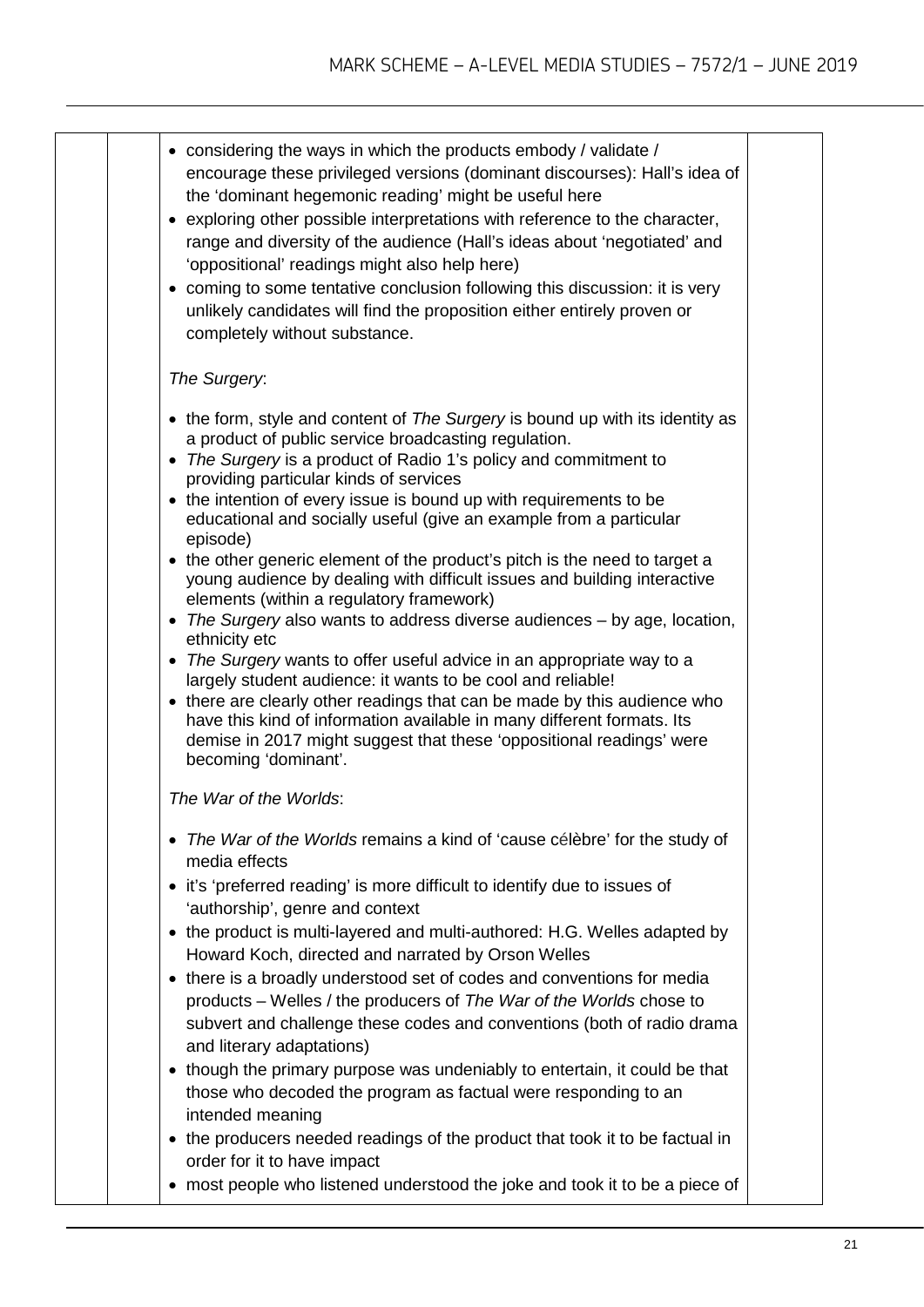- considering the ways in which the products embody / validate / encourage these privileged versions (dominant discourses): Hall's idea of the 'dominant hegemonic reading' might be useful here
- exploring other possible interpretations with reference to the character, range and diversity of the audience (Hall's ideas about 'negotiated' and 'oppositional' readings might also help here)
- coming to some tentative conclusion following this discussion: it is very unlikely candidates will find the proposition either entirely proven or completely without substance.

*The Surgery*:

- the form, style and content of *The Surgery* is bound up with its identity as a product of public service broadcasting regulation.
- *The Surgery* is a product of Radio 1's policy and commitment to providing particular kinds of services
- the intention of every issue is bound up with requirements to be educational and socially useful (give an example from a particular episode)
- the other generic element of the product's pitch is the need to target a young audience by dealing with difficult issues and building interactive elements (within a regulatory framework)
- *The Surgery* also wants to address diverse audiences – by age, location, ethnicity etc
- *The Surgery* wants to offer useful advice in an appropriate way to a largely student audience: it wants to be cool and reliable!
- there are clearly other readings that can be made by this audience who have this kind of information available in many different formats. Its demise in 2017 might suggest that these 'oppositional readings' were becoming 'dominant'.

*The War of the Worlds*:

- *The War of the Worlds* remains a kind of 'cause célèbre' for the study of media effects
- it's 'preferred reading' is more difficult to identify due to issues of 'authorship', genre and context
- the product is multi-layered and multi-authored: H.G. Welles adapted by Howard Koch, directed and narrated by Orson Welles
- there is a broadly understood set of codes and conventions for media products – Welles / the producers of *The War of the Worlds* chose to subvert and challenge these codes and conventions (both of radio drama and literary adaptations)
- though the primary purpose was undeniably to entertain, it could be that those who decoded the program as factual were responding to an intended meaning
- the producers needed readings of the product that took it to be factual in order for it to have impact
- most people who listened understood the joke and took it to be a piece of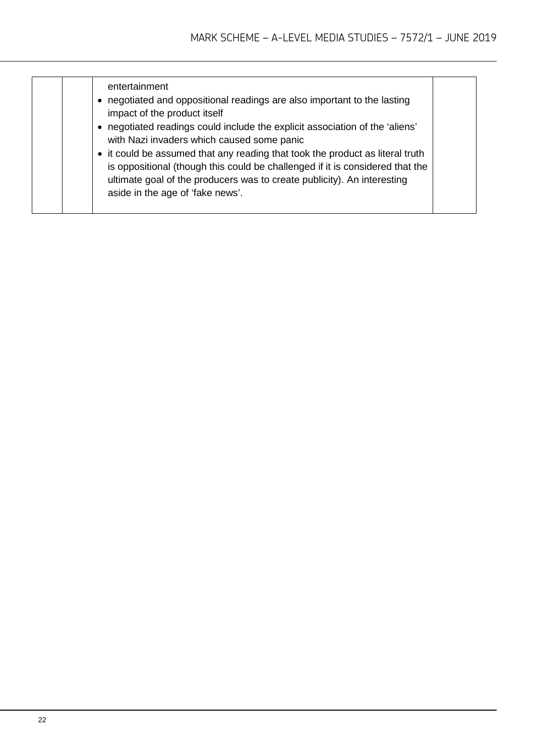| | | | |
|---|---|---|---|
| | | entertainment<br>• negotiated and oppositional readings are also important to the lasting impact of the product itself<br>• negotiated readings could include the explicit association of the 'aliens' with Nazi invaders which caused some panic<br>• it could be assumed that any reading that took the product as literal truth is oppositional (though this could be challenged if it is considered that the ultimate goal of the producers was to create publicity). An interesting aside in the age of 'fake news'. | |